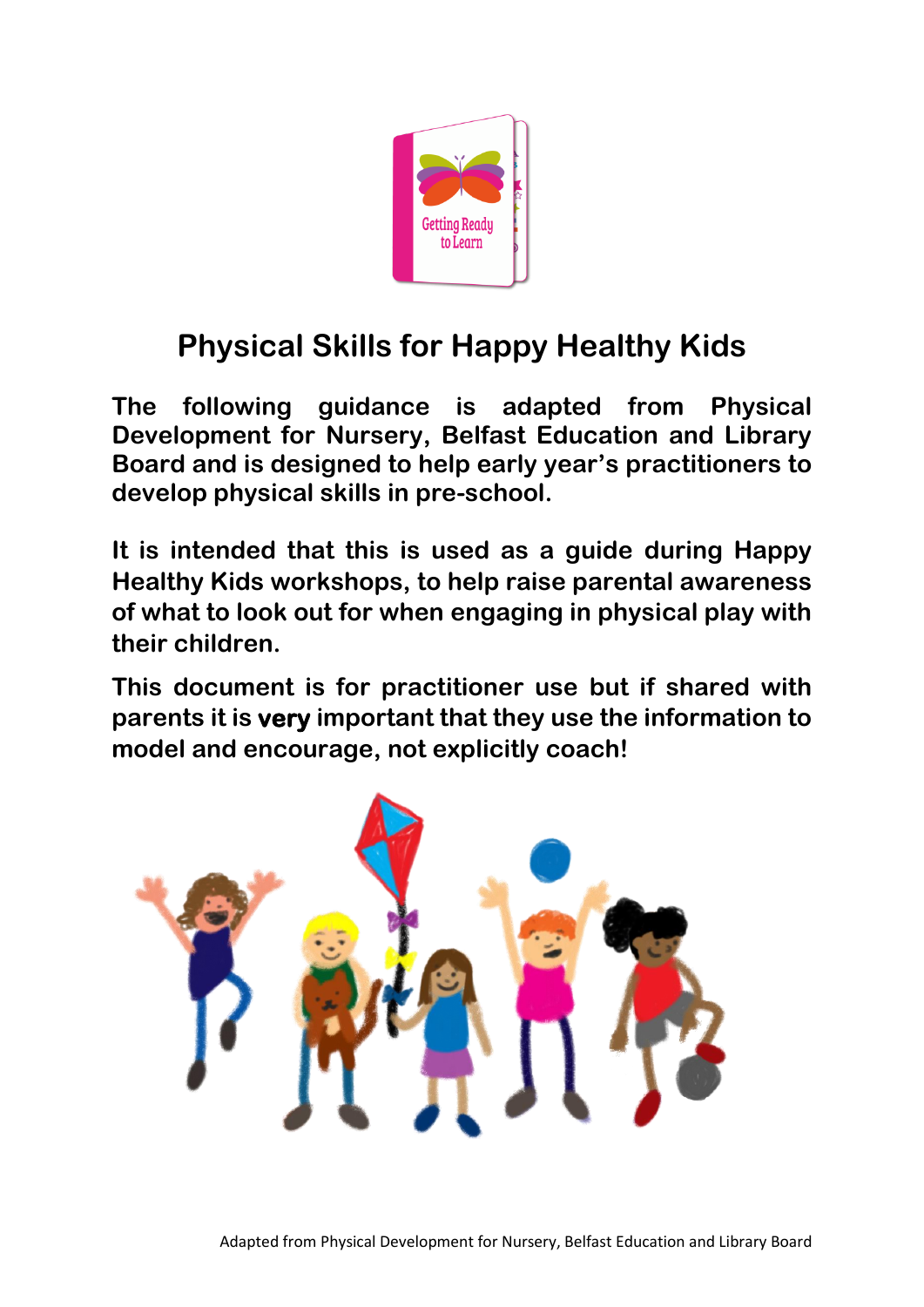# Physical Skills for Happy Healthy Kids

**The following guidance is adapted from Physical Development for Nursery, Belfast Education and Library Board and is designed to help early year's practitioners to develop physical skills in pre-school.**

**It is intended that this is used as a guide during Happy Healthy Kids workshops, to help raise parental awareness of what to look out for when engaging in physical play with their children.**

**This document is for practitioner use but if shared with parents it is very important that they use the information to model and encourage, not explicitly coach!**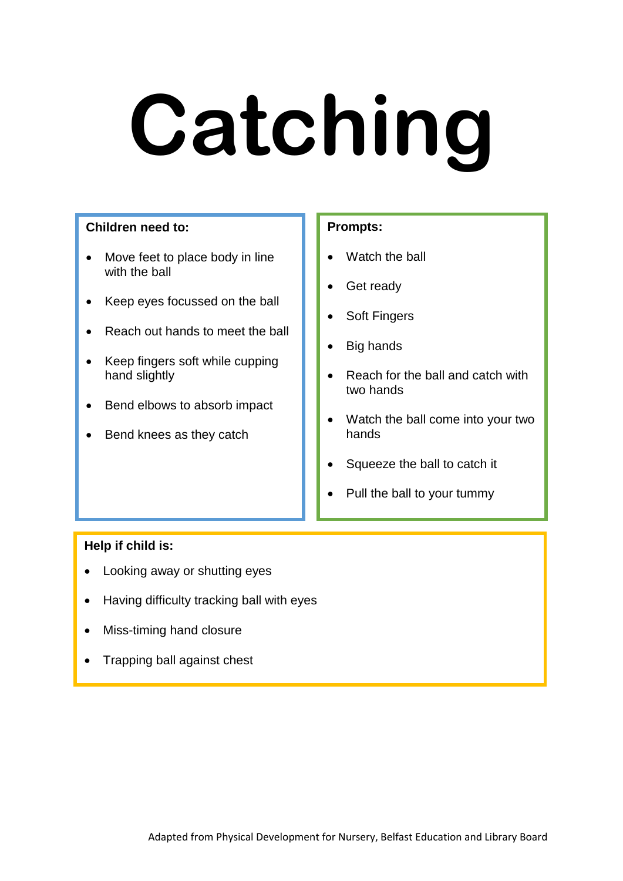# Catching

**Children need to:**

- Move feet to place body in line with the ball
- Keep eyes focussed on the ball
- Reach out hands to meet the ball
- Keep fingers soft while cupping hand slightly
- Bend elbows to absorb impact
- Bend knees as they catch

**Prompts:**

- Watch the ball
- Get ready
- Soft Fingers
- Big hands
- Reach for the ball and catch with two hands
- Watch the ball come into your two hands
- Squeeze the ball to catch it
- Pull the ball to your tummy

**Help if child is:**

- Looking away or shutting eyes
- Having difficulty tracking ball with eyes
- Miss-timing hand closure
- Trapping ball against chest

Adapted from Physical Development for Nursery, Belfast Education and Library Board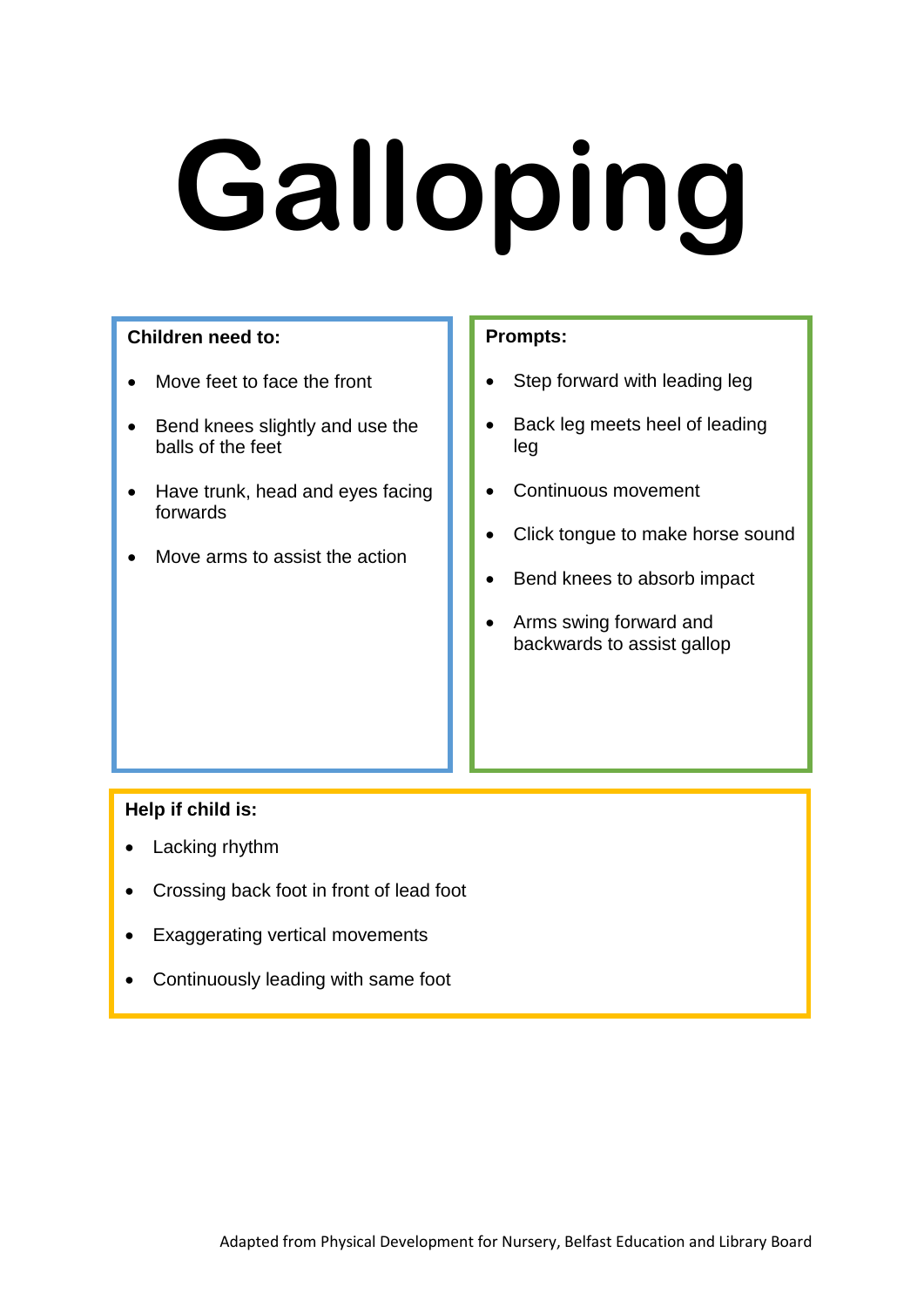# Galloping

**Children need to:**

- Move feet to face the front
- Bend knees slightly and use the balls of the feet
- Have trunk, head and eyes facing forwards
- Move arms to assist the action

**Prompts:**

- Step forward with leading leg
- Back leg meets heel of leading leg
- Continuous movement
- Click tongue to make horse sound
- Bend knees to absorb impact
- Arms swing forward and backwards to assist gallop

**Help if child is:**

- Lacking rhythm
- Crossing back foot in front of lead foot
- Exaggerating vertical movements
- Continuously leading with same foot

Adapted from Physical Development for Nursery, Belfast Education and Library Board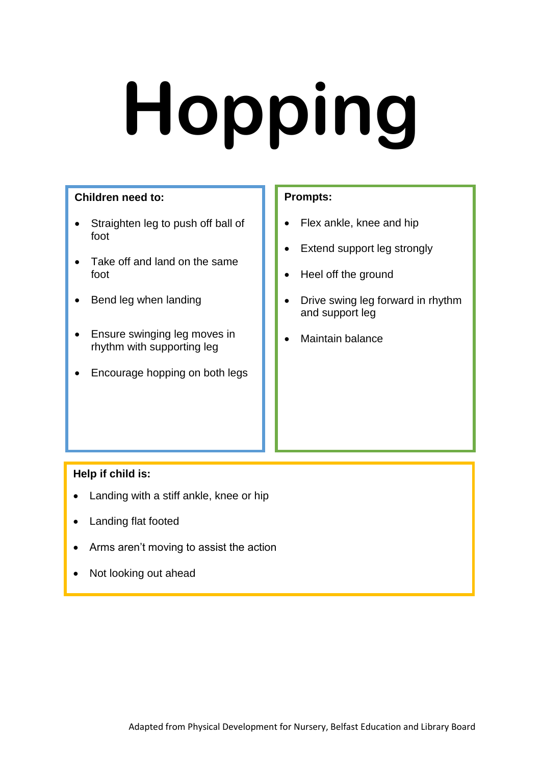# Hopping

**Children need to:**

- Straighten leg to push off ball of foot
- Take off and land on the same foot
- Bend leg when landing
- Ensure swinging leg moves in rhythm with supporting leg
- Encourage hopping on both legs

**Prompts:**

- Flex ankle, knee and hip
- Extend support leg strongly
- Heel off the ground
- Drive swing leg forward in rhythm and support leg
- Maintain balance

**Help if child is:**

- Landing with a stiff ankle, knee or hip
- Landing flat footed
- Arms aren't moving to assist the action
- Not looking out ahead

Adapted from Physical Development for Nursery, Belfast Education and Library Board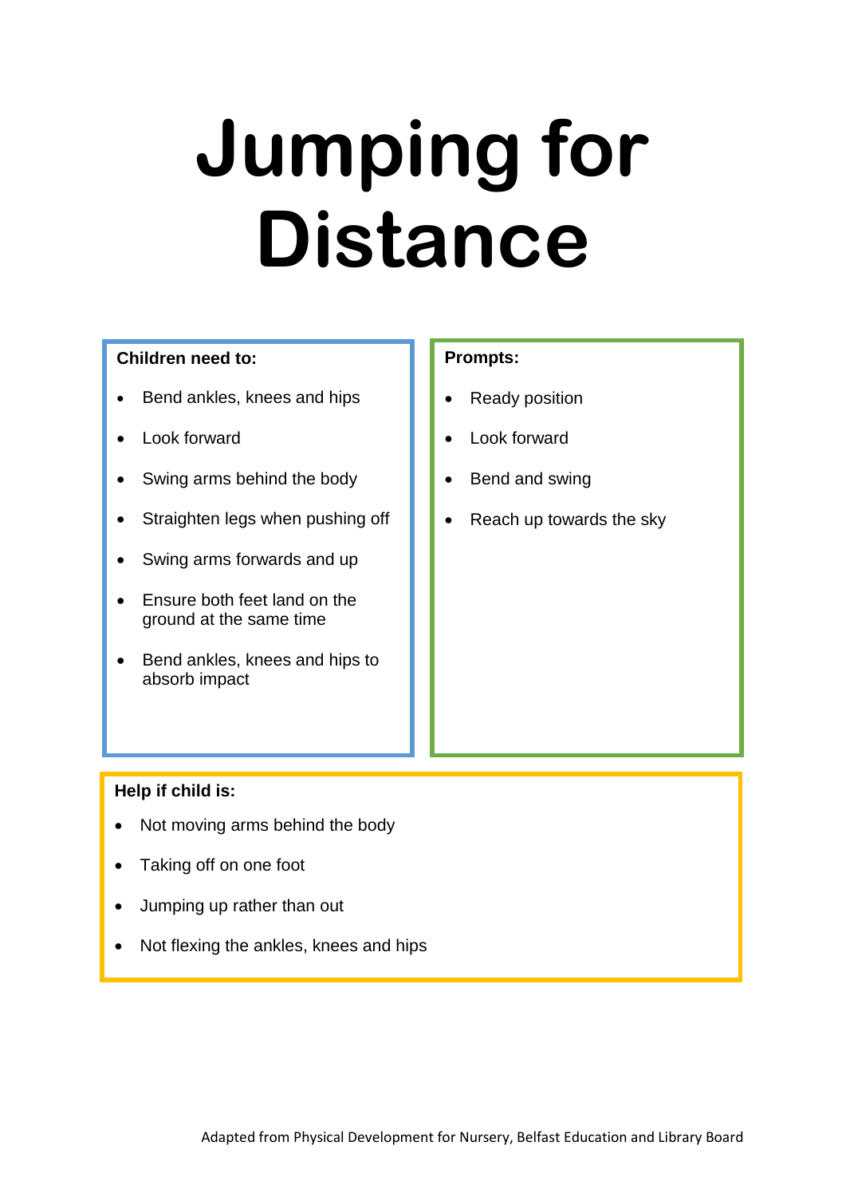# Jumping for Distance

**Children need to:**

- Bend ankles, knees and hips
- Look forward
- Swing arms behind the body
- Straighten legs when pushing off
- Swing arms forwards and up
- Ensure both feet land on the ground at the same time
- Bend ankles, knees and hips to absorb impact

**Prompts:**

- Ready position
- Look forward
- Bend and swing
- Reach up towards the sky

**Help if child is:**

- Not moving arms behind the body
- Taking off on one foot
- Jumping up rather than out
- Not flexing the ankles, knees and hips

Adapted from Physical Development for Nursery, Belfast Education and Library Board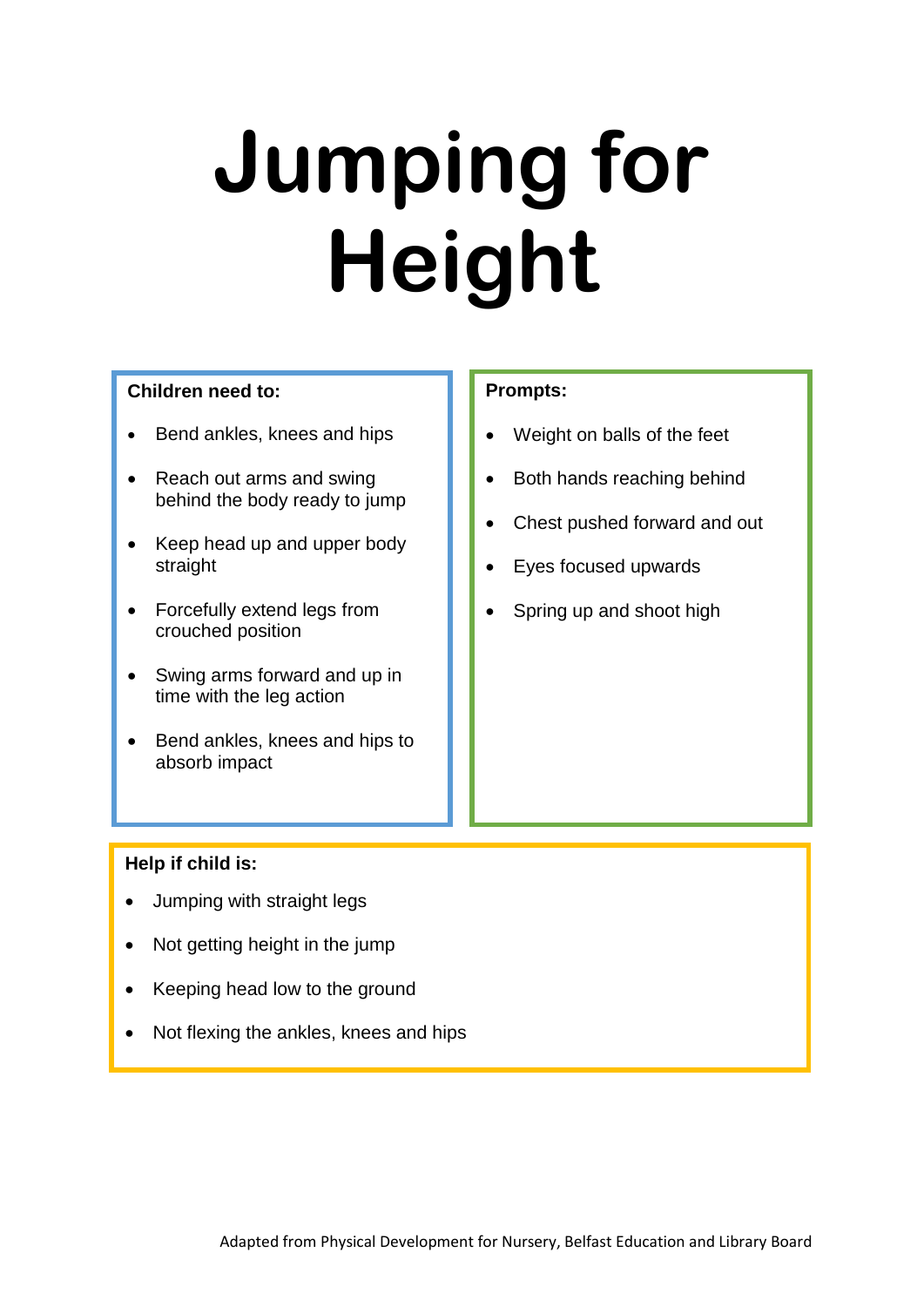# Jumping for Height

**Children need to:**

- Bend ankles, knees and hips
- Reach out arms and swing behind the body ready to jump
- Keep head up and upper body straight
- Forcefully extend legs from crouched position
- Swing arms forward and up in time with the leg action
- Bend ankles, knees and hips to absorb impact

**Prompts:**

- Weight on balls of the feet
- Both hands reaching behind
- Chest pushed forward and out
- Eyes focused upwards
- Spring up and shoot high

**Help if child is:**

- Jumping with straight legs
- Not getting height in the jump
- Keeping head low to the ground
- Not flexing the ankles, knees and hips

Adapted from Physical Development for Nursery, Belfast Education and Library Board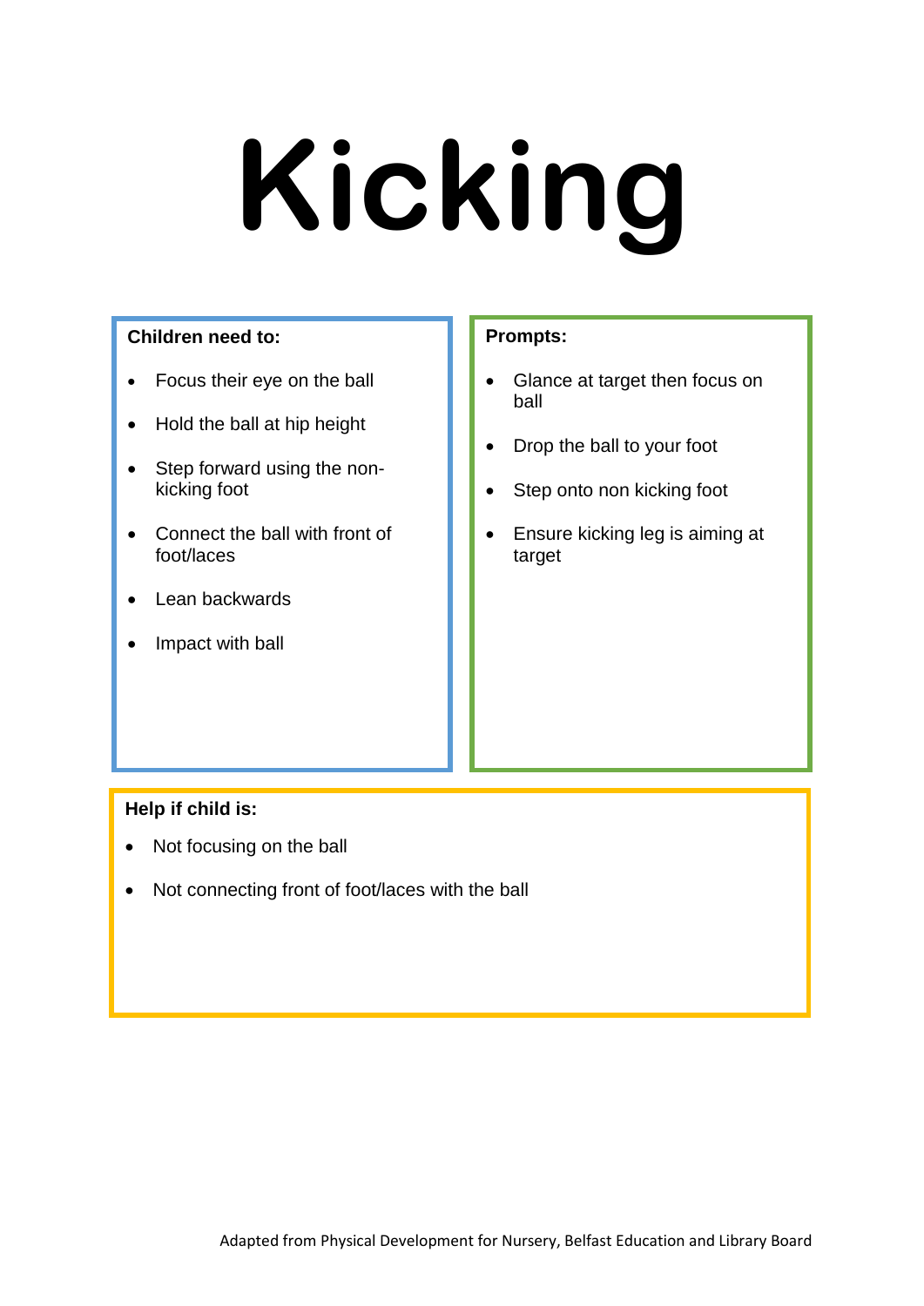# Kicking

**Children need to:**

- Focus their eye on the ball
- Hold the ball at hip height
- Step forward using the non-kicking foot
- Connect the ball with front of foot/laces
- Lean backwards
- Impact with ball

**Prompts:**

- Glance at target then focus on ball
- Drop the ball to your foot
- Step onto non kicking foot
- Ensure kicking leg is aiming at target

**Help if child is:**

- Not focusing on the ball
- Not connecting front of foot/laces with the ball

Adapted from Physical Development for Nursery, Belfast Education and Library Board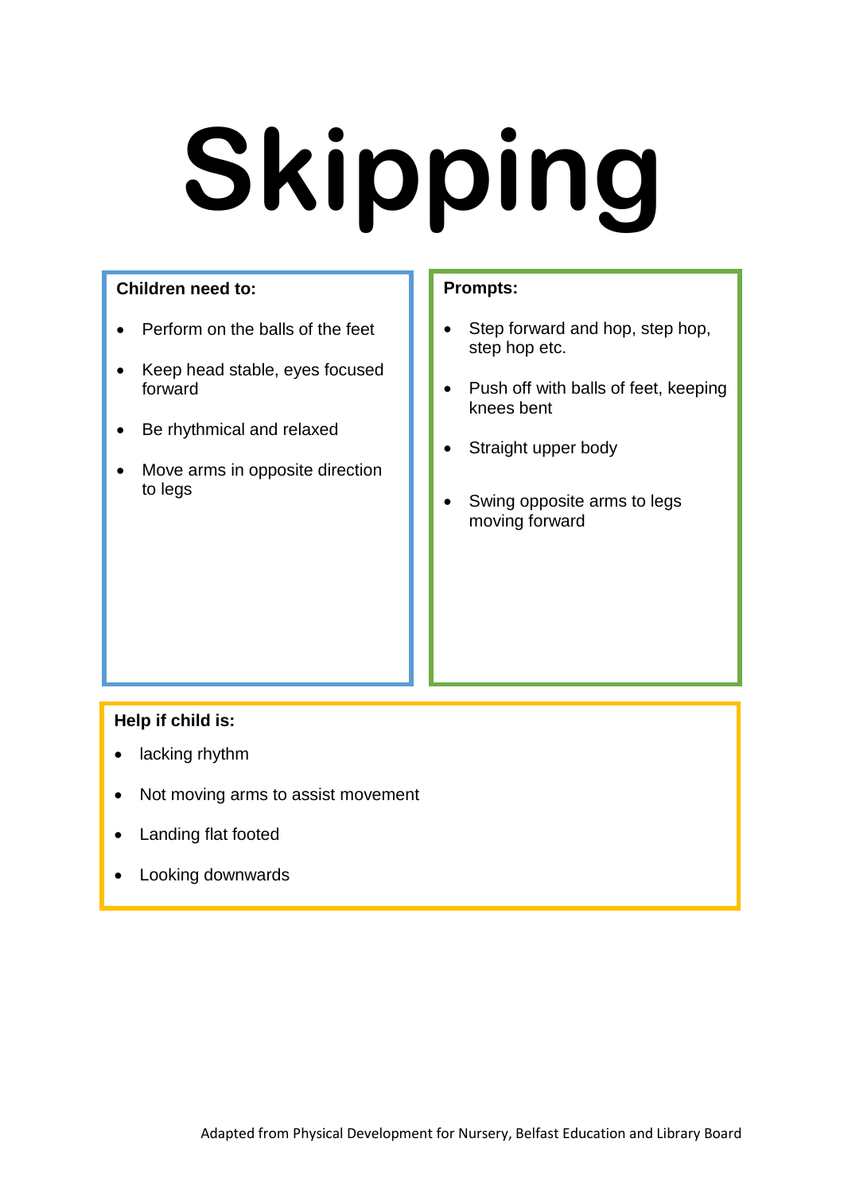# Skipping

**Children need to:**

- Perform on the balls of the feet
- Keep head stable, eyes focused forward
- Be rhythmical and relaxed
- Move arms in opposite direction to legs

**Prompts:**

- Step forward and hop, step hop, step hop etc.
- Push off with balls of feet, keeping knees bent
- Straight upper body
- Swing opposite arms to legs moving forward

**Help if child is:**

- lacking rhythm
- Not moving arms to assist movement
- Landing flat footed
- Looking downwards

Adapted from Physical Development for Nursery, Belfast Education and Library Board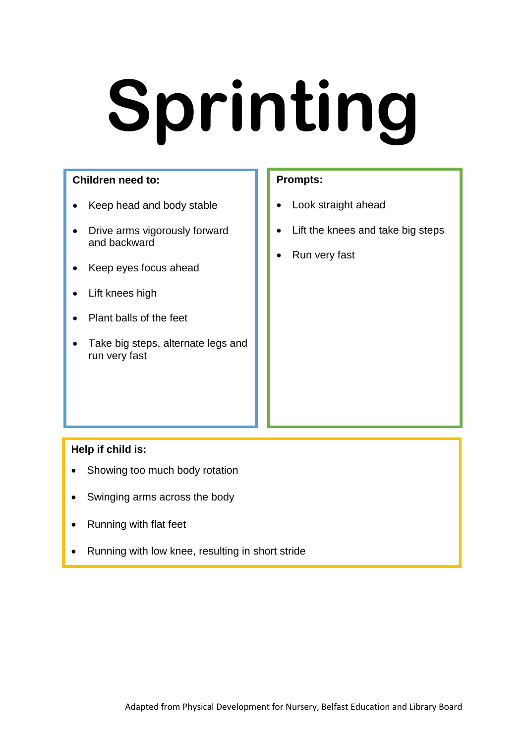# Sprinting

**Children need to:**

- Keep head and body stable
- Drive arms vigorously forward and backward
- Keep eyes focus ahead
- Lift knees high
- Plant balls of the feet
- Take big steps, alternate legs and run very fast

**Prompts:**

- Look straight ahead
- Lift the knees and take big steps
- Run very fast

**Help if child is:**

- Showing too much body rotation
- Swinging arms across the body
- Running with flat feet
- Running with low knee, resulting in short stride

Adapted from Physical Development for Nursery, Belfast Education and Library Board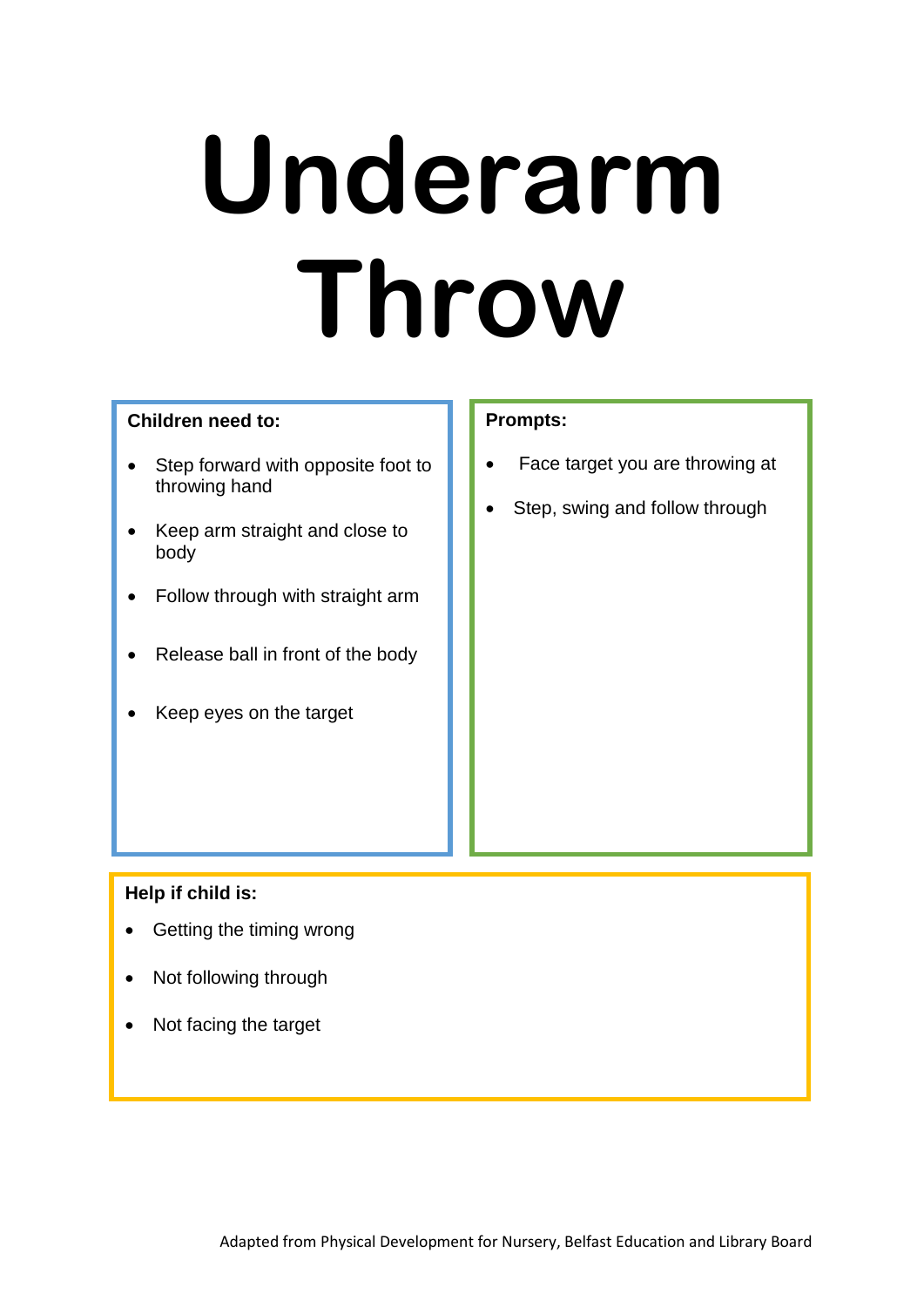# Underarm Throw

**Children need to:**

- Step forward with opposite foot to throwing hand
- Keep arm straight and close to body
- Follow through with straight arm
- Release ball in front of the body
- Keep eyes on the target

**Prompts:**

- Face target you are throwing at
- Step, swing and follow through

**Help if child is:**

- Getting the timing wrong
- Not following through
- Not facing the target

Adapted from Physical Development for Nursery, Belfast Education and Library Board